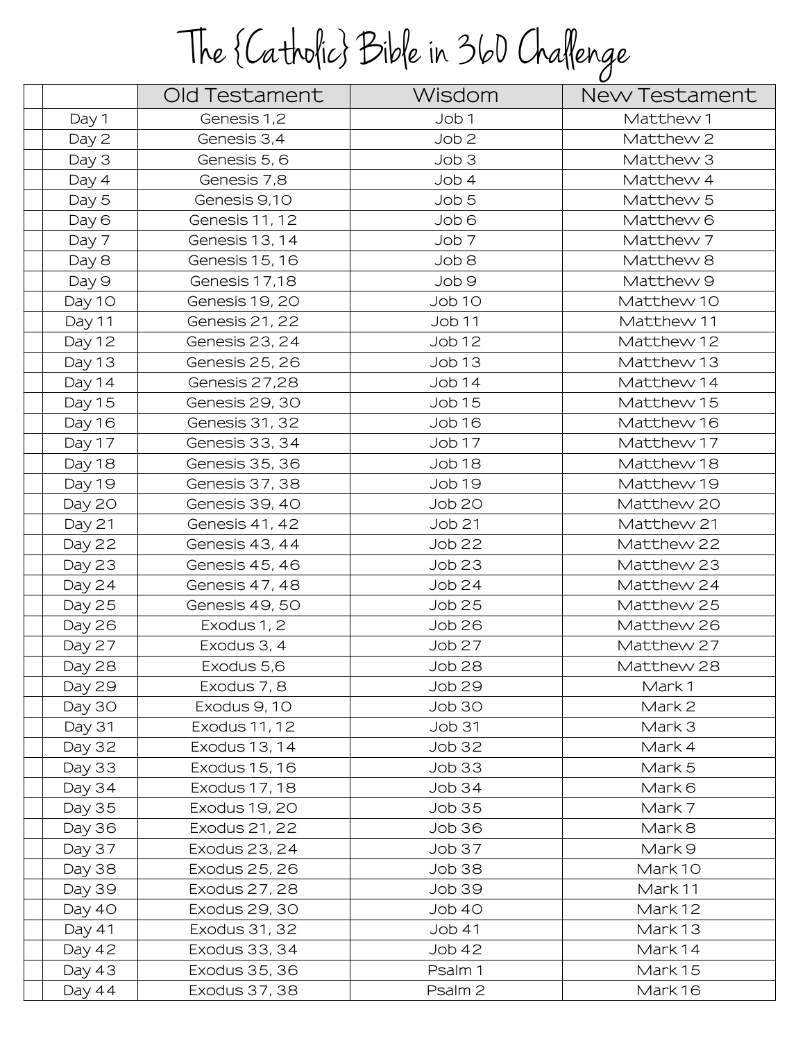# The {Catholic} Bible in 360 Challenge

| | | Old Testament | Wisdom | New Testament |
|---|---|---|---|---|
| | Day 1 | Genesis 1,2 | Job 1 | Matthew 1 |
| | Day 2 | Genesis 3,4 | Job 2 | Matthew 2 |
| | Day 3 | Genesis 5, 6 | Job 3 | Matthew 3 |
| | Day 4 | Genesis 7,8 | Job 4 | Matthew 4 |
| | Day 5 | Genesis 9,10 | Job 5 | Matthew 5 |
| | Day 6 | Genesis 11, 12 | Job 6 | Matthew 6 |
| | Day 7 | Genesis 13, 14 | Job 7 | Matthew 7 |
| | Day 8 | Genesis 15, 16 | Job 8 | Matthew 8 |
| | Day 9 | Genesis 17,18 | Job 9 | Matthew 9 |
| | Day 10 | Genesis 19, 20 | Job 10 | Matthew 10 |
| | Day 11 | Genesis 21, 22 | Job 11 | Matthew 11 |
| | Day 12 | Genesis 23, 24 | Job 12 | Matthew 12 |
| | Day 13 | Genesis 25, 26 | Job 13 | Matthew 13 |
| | Day 14 | Genesis 27,28 | Job 14 | Matthew 14 |
| | Day 15 | Genesis 29, 30 | Job 15 | Matthew 15 |
| | Day 16 | Genesis 31, 32 | Job 16 | Matthew 16 |
| | Day 17 | Genesis 33, 34 | Job 17 | Matthew 17 |
| | Day 18 | Genesis 35, 36 | Job 18 | Matthew 18 |
| | Day 19 | Genesis 37, 38 | Job 19 | Matthew 19 |
| | Day 20 | Genesis 39, 40 | Job 20 | Matthew 20 |
| | Day 21 | Genesis 41, 42 | Job 21 | Matthew 21 |
| | Day 22 | Genesis 43, 44 | Job 22 | Matthew 22 |
| | Day 23 | Genesis 45, 46 | Job 23 | Matthew 23 |
| | Day 24 | Genesis 47, 48 | Job 24 | Matthew 24 |
| | Day 25 | Genesis 49, 50 | Job 25 | Matthew 25 |
| | Day 26 | Exodus 1, 2 | Job 26 | Matthew 26 |
| | Day 27 | Exodus 3, 4 | Job 27 | Matthew 27 |
| | Day 28 | Exodus 5,6 | Job 28 | Matthew 28 |
| | Day 29 | Exodus 7, 8 | Job 29 | Mark 1 |
| | Day 30 | Exodus 9, 10 | Job 30 | Mark 2 |
| | Day 31 | Exodus 11, 12 | Job 31 | Mark 3 |
| | Day 32 | Exodus 13, 14 | Job 32 | Mark 4 |
| | Day 33 | Exodus 15, 16 | Job 33 | Mark 5 |
| | Day 34 | Exodus 17, 18 | Job 34 | Mark 6 |
| | Day 35 | Exodus 19, 20 | Job 35 | Mark 7 |
| | Day 36 | Exodus 21, 22 | Job 36 | Mark 8 |
| | Day 37 | Exodus 23, 24 | Job 37 | Mark 9 |
| | Day 38 | Exodus 25, 26 | Job 38 | Mark 10 |
| | Day 39 | Exodus 27, 28 | Job 39 | Mark 11 |
| | Day 40 | Exodus 29, 30 | Job 40 | Mark 12 |
| | Day 41 | Exodus 31, 32 | Job 41 | Mark 13 |
| | Day 42 | Exodus 33, 34 | Job 42 | Mark 14 |
| | Day 43 | Exodus 35, 36 | Psalm 1 | Mark 15 |
| | Day 44 | Exodus 37, 38 | Psalm 2 | Mark 16 |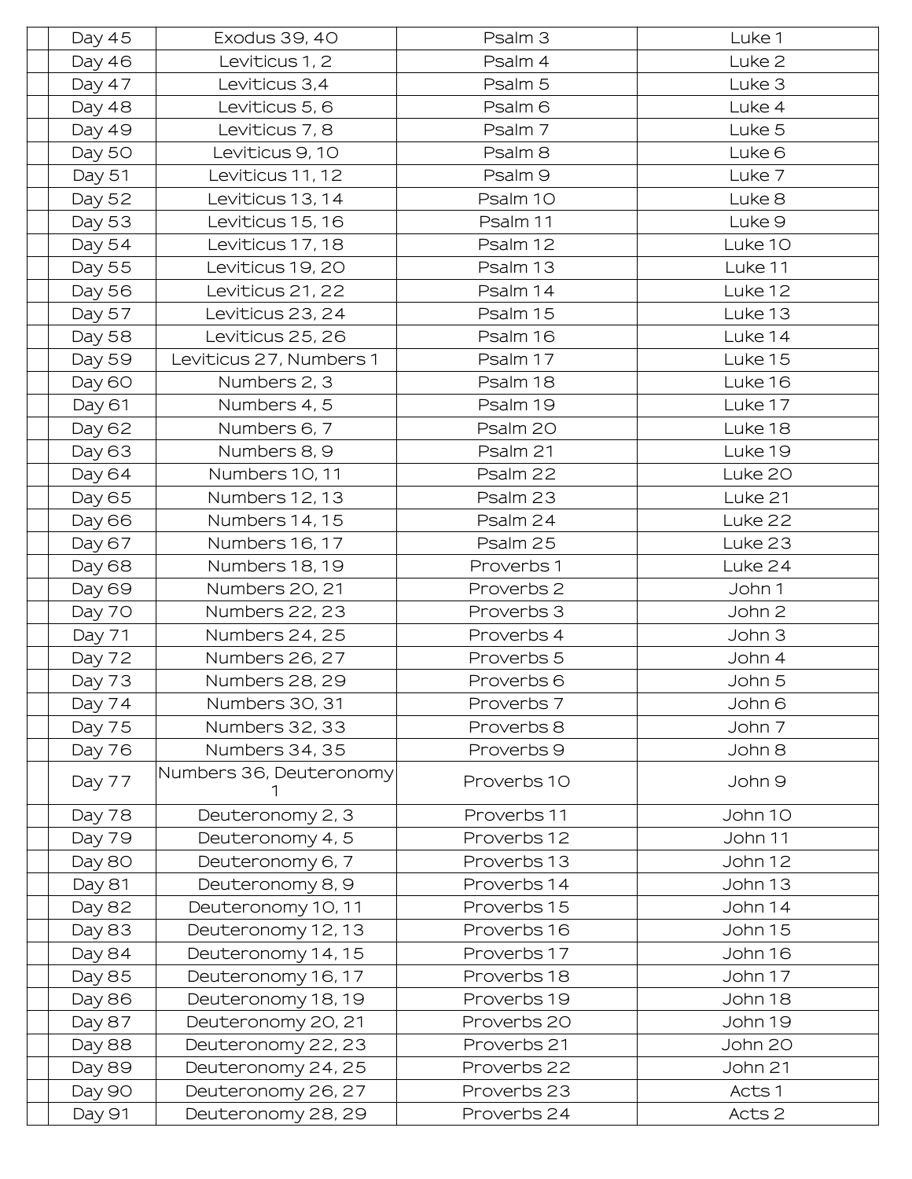| | | | | |
|---|---|---|---|---|
| | Day 45 | Exodus 39, 40 | Psalm 3 | Luke 1 |
| | Day 46 | Leviticus 1, 2 | Psalm 4 | Luke 2 |
| | Day 47 | Leviticus 3,4 | Psalm 5 | Luke 3 |
| | Day 48 | Leviticus 5, 6 | Psalm 6 | Luke 4 |
| | Day 49 | Leviticus 7, 8 | Psalm 7 | Luke 5 |
| | Day 50 | Leviticus 9, 10 | Psalm 8 | Luke 6 |
| | Day 51 | Leviticus 11, 12 | Psalm 9 | Luke 7 |
| | Day 52 | Leviticus 13, 14 | Psalm 10 | Luke 8 |
| | Day 53 | Leviticus 15, 16 | Psalm 11 | Luke 9 |
| | Day 54 | Leviticus 17, 18 | Psalm 12 | Luke 10 |
| | Day 55 | Leviticus 19, 20 | Psalm 13 | Luke 11 |
| | Day 56 | Leviticus 21, 22 | Psalm 14 | Luke 12 |
| | Day 57 | Leviticus 23, 24 | Psalm 15 | Luke 13 |
| | Day 58 | Leviticus 25, 26 | Psalm 16 | Luke 14 |
| | Day 59 | Leviticus 27, Numbers 1 | Psalm 17 | Luke 15 |
| | Day 60 | Numbers 2, 3 | Psalm 18 | Luke 16 |
| | Day 61 | Numbers 4, 5 | Psalm 19 | Luke 17 |
| | Day 62 | Numbers 6, 7 | Psalm 20 | Luke 18 |
| | Day 63 | Numbers 8, 9 | Psalm 21 | Luke 19 |
| | Day 64 | Numbers 10, 11 | Psalm 22 | Luke 20 |
| | Day 65 | Numbers 12, 13 | Psalm 23 | Luke 21 |
| | Day 66 | Numbers 14, 15 | Psalm 24 | Luke 22 |
| | Day 67 | Numbers 16, 17 | Psalm 25 | Luke 23 |
| | Day 68 | Numbers 18, 19 | Proverbs 1 | Luke 24 |
| | Day 69 | Numbers 20, 21 | Proverbs 2 | John 1 |
| | Day 70 | Numbers 22, 23 | Proverbs 3 | John 2 |
| | Day 71 | Numbers 24, 25 | Proverbs 4 | John 3 |
| | Day 72 | Numbers 26, 27 | Proverbs 5 | John 4 |
| | Day 73 | Numbers 28, 29 | Proverbs 6 | John 5 |
| | Day 74 | Numbers 30, 31 | Proverbs 7 | John 6 |
| | Day 75 | Numbers 32, 33 | Proverbs 8 | John 7 |
| | Day 76 | Numbers 34, 35 | Proverbs 9 | John 8 |
| | Day 77 | Numbers 36, Deuteronomy 1 | Proverbs 10 | John 9 |
| | Day 78 | Deuteronomy 2, 3 | Proverbs 11 | John 10 |
| | Day 79 | Deuteronomy 4, 5 | Proverbs 12 | John 11 |
| | Day 80 | Deuteronomy 6, 7 | Proverbs 13 | John 12 |
| | Day 81 | Deuteronomy 8, 9 | Proverbs 14 | John 13 |
| | Day 82 | Deuteronomy 10, 11 | Proverbs 15 | John 14 |
| | Day 83 | Deuteronomy 12, 13 | Proverbs 16 | John 15 |
| | Day 84 | Deuteronomy 14, 15 | Proverbs 17 | John 16 |
| | Day 85 | Deuteronomy 16, 17 | Proverbs 18 | John 17 |
| | Day 86 | Deuteronomy 18, 19 | Proverbs 19 | John 18 |
| | Day 87 | Deuteronomy 20, 21 | Proverbs 20 | John 19 |
| | Day 88 | Deuteronomy 22, 23 | Proverbs 21 | John 20 |
| | Day 89 | Deuteronomy 24, 25 | Proverbs 22 | John 21 |
| | Day 90 | Deuteronomy 26, 27 | Proverbs 23 | Acts 1 |
| | Day 91 | Deuteronomy 28, 29 | Proverbs 24 | Acts 2 |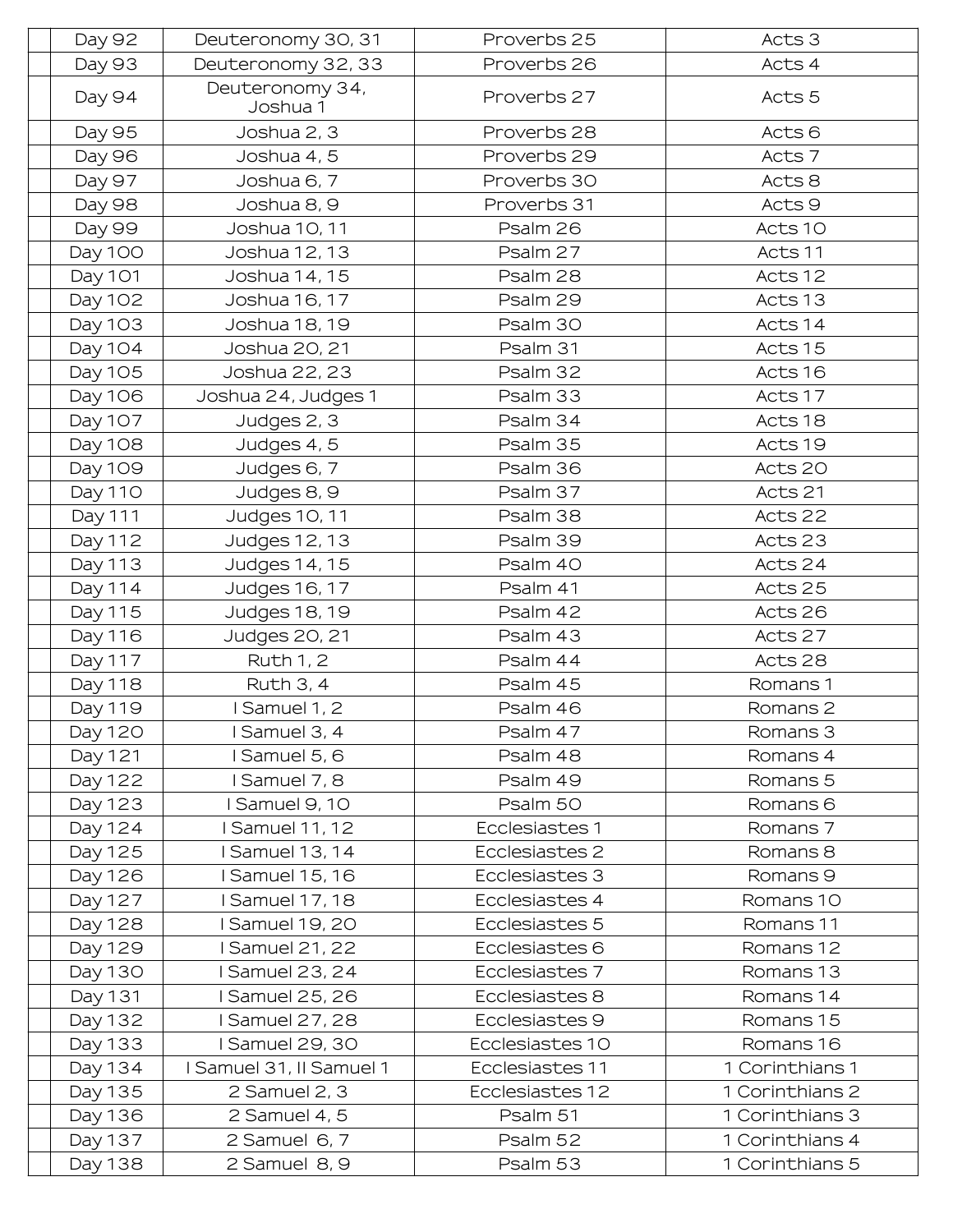| | | | | |
|---|---|---|---|---|
| | Day 92 | Deuteronomy 30, 31 | Proverbs 25 | Acts 3 |
| | Day 93 | Deuteronomy 32, 33 | Proverbs 26 | Acts 4 |
| | Day 94 | Deuteronomy 34, Joshua 1 | Proverbs 27 | Acts 5 |
| | Day 95 | Joshua 2, 3 | Proverbs 28 | Acts 6 |
| | Day 96 | Joshua 4, 5 | Proverbs 29 | Acts 7 |
| | Day 97 | Joshua 6, 7 | Proverbs 30 | Acts 8 |
| | Day 98 | Joshua 8, 9 | Proverbs 31 | Acts 9 |
| | Day 99 | Joshua 10, 11 | Psalm 26 | Acts 10 |
| | Day 100 | Joshua 12, 13 | Psalm 27 | Acts 11 |
| | Day 101 | Joshua 14, 15 | Psalm 28 | Acts 12 |
| | Day 102 | Joshua 16, 17 | Psalm 29 | Acts 13 |
| | Day 103 | Joshua 18, 19 | Psalm 30 | Acts 14 |
| | Day 104 | Joshua 20, 21 | Psalm 31 | Acts 15 |
| | Day 105 | Joshua 22, 23 | Psalm 32 | Acts 16 |
| | Day 106 | Joshua 24, Judges 1 | Psalm 33 | Acts 17 |
| | Day 107 | Judges 2, 3 | Psalm 34 | Acts 18 |
| | Day 108 | Judges 4, 5 | Psalm 35 | Acts 19 |
| | Day 109 | Judges 6, 7 | Psalm 36 | Acts 20 |
| | Day 110 | Judges 8, 9 | Psalm 37 | Acts 21 |
| | Day 111 | Judges 10, 11 | Psalm 38 | Acts 22 |
| | Day 112 | Judges 12, 13 | Psalm 39 | Acts 23 |
| | Day 113 | Judges 14, 15 | Psalm 40 | Acts 24 |
| | Day 114 | Judges 16, 17 | Psalm 41 | Acts 25 |
| | Day 115 | Judges 18, 19 | Psalm 42 | Acts 26 |
| | Day 116 | Judges 20, 21 | Psalm 43 | Acts 27 |
| | Day 117 | Ruth 1, 2 | Psalm 44 | Acts 28 |
| | Day 118 | Ruth 3, 4 | Psalm 45 | Romans 1 |
| | Day 119 | I Samuel 1, 2 | Psalm 46 | Romans 2 |
| | Day 120 | I Samuel 3, 4 | Psalm 47 | Romans 3 |
| | Day 121 | I Samuel 5, 6 | Psalm 48 | Romans 4 |
| | Day 122 | I Samuel 7, 8 | Psalm 49 | Romans 5 |
| | Day 123 | I Samuel 9, 10 | Psalm 50 | Romans 6 |
| | Day 124 | I Samuel 11, 12 | Ecclesiastes 1 | Romans 7 |
| | Day 125 | I Samuel 13, 14 | Ecclesiastes 2 | Romans 8 |
| | Day 126 | I Samuel 15, 16 | Ecclesiastes 3 | Romans 9 |
| | Day 127 | I Samuel 17, 18 | Ecclesiastes 4 | Romans 10 |
| | Day 128 | I Samuel 19, 20 | Ecclesiastes 5 | Romans 11 |
| | Day 129 | I Samuel 21, 22 | Ecclesiastes 6 | Romans 12 |
| | Day 130 | I Samuel 23, 24 | Ecclesiastes 7 | Romans 13 |
| | Day 131 | I Samuel 25, 26 | Ecclesiastes 8 | Romans 14 |
| | Day 132 | I Samuel 27, 28 | Ecclesiastes 9 | Romans 15 |
| | Day 133 | I Samuel 29, 30 | Ecclesiastes 10 | Romans 16 |
| | Day 134 | I Samuel 31, II Samuel 1 | Ecclesiastes 11 | 1 Corinthians 1 |
| | Day 135 | 2 Samuel 2, 3 | Ecclesiastes 12 | 1 Corinthians 2 |
| | Day 136 | 2 Samuel 4, 5 | Psalm 51 | 1 Corinthians 3 |
| | Day 137 | 2 Samuel 6, 7 | Psalm 52 | 1 Corinthians 4 |
| | Day 138 | 2 Samuel 8, 9 | Psalm 53 | 1 Corinthians 5 |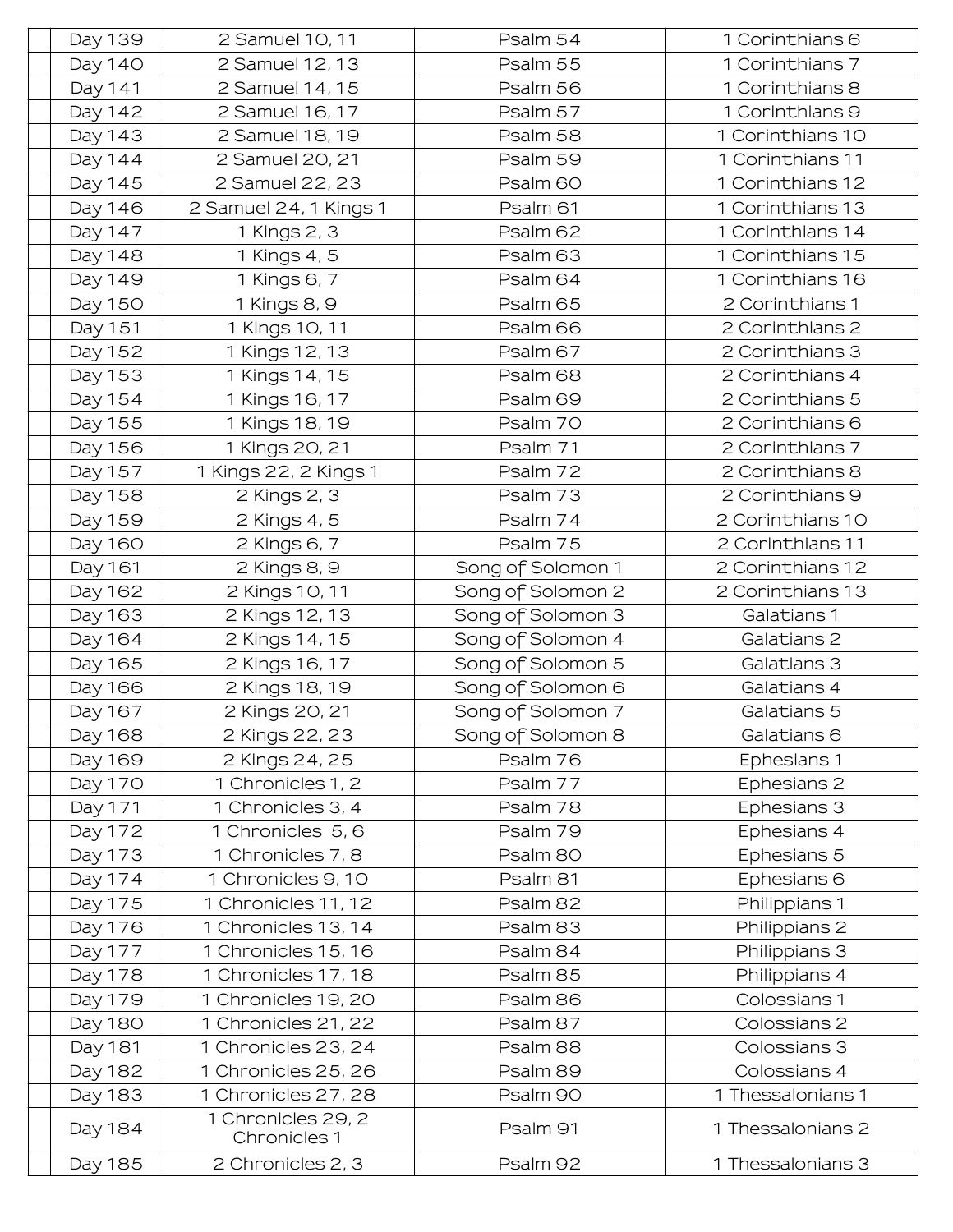| | | | | |
|---|---|---|---|---|
| | Day 139 | 2 Samuel 10, 11 | Psalm 54 | 1 Corinthians 6 |
| | Day 140 | 2 Samuel 12, 13 | Psalm 55 | 1 Corinthians 7 |
| | Day 141 | 2 Samuel 14, 15 | Psalm 56 | 1 Corinthians 8 |
| | Day 142 | 2 Samuel 16, 17 | Psalm 57 | 1 Corinthians 9 |
| | Day 143 | 2 Samuel 18, 19 | Psalm 58 | 1 Corinthians 10 |
| | Day 144 | 2 Samuel 20, 21 | Psalm 59 | 1 Corinthians 11 |
| | Day 145 | 2 Samuel 22, 23 | Psalm 60 | 1 Corinthians 12 |
| | Day 146 | 2 Samuel 24, 1 Kings 1 | Psalm 61 | 1 Corinthians 13 |
| | Day 147 | 1 Kings 2, 3 | Psalm 62 | 1 Corinthians 14 |
| | Day 148 | 1 Kings 4, 5 | Psalm 63 | 1 Corinthians 15 |
| | Day 149 | 1 Kings 6, 7 | Psalm 64 | 1 Corinthians 16 |
| | Day 150 | 1 Kings 8, 9 | Psalm 65 | 2 Corinthians 1 |
| | Day 151 | 1 Kings 10, 11 | Psalm 66 | 2 Corinthians 2 |
| | Day 152 | 1 Kings 12, 13 | Psalm 67 | 2 Corinthians 3 |
| | Day 153 | 1 Kings 14, 15 | Psalm 68 | 2 Corinthians 4 |
| | Day 154 | 1 Kings 16, 17 | Psalm 69 | 2 Corinthians 5 |
| | Day 155 | 1 Kings 18, 19 | Psalm 70 | 2 Corinthians 6 |
| | Day 156 | 1 Kings 20, 21 | Psalm 71 | 2 Corinthians 7 |
| | Day 157 | 1 Kings 22, 2 Kings 1 | Psalm 72 | 2 Corinthians 8 |
| | Day 158 | 2 Kings 2, 3 | Psalm 73 | 2 Corinthians 9 |
| | Day 159 | 2 Kings 4, 5 | Psalm 74 | 2 Corinthians 10 |
| | Day 160 | 2 Kings 6, 7 | Psalm 75 | 2 Corinthians 11 |
| | Day 161 | 2 Kings 8, 9 | Song of Solomon 1 | 2 Corinthians 12 |
| | Day 162 | 2 Kings 10, 11 | Song of Solomon 2 | 2 Corinthians 13 |
| | Day 163 | 2 Kings 12, 13 | Song of Solomon 3 | Galatians 1 |
| | Day 164 | 2 Kings 14, 15 | Song of Solomon 4 | Galatians 2 |
| | Day 165 | 2 Kings 16, 17 | Song of Solomon 5 | Galatians 3 |
| | Day 166 | 2 Kings 18, 19 | Song of Solomon 6 | Galatians 4 |
| | Day 167 | 2 Kings 20, 21 | Song of Solomon 7 | Galatians 5 |
| | Day 168 | 2 Kings 22, 23 | Song of Solomon 8 | Galatians 6 |
| | Day 169 | 2 Kings 24, 25 | Psalm 76 | Ephesians 1 |
| | Day 170 | 1 Chronicles 1, 2 | Psalm 77 | Ephesians 2 |
| | Day 171 | 1 Chronicles 3, 4 | Psalm 78 | Ephesians 3 |
| | Day 172 | 1 Chronicles 5, 6 | Psalm 79 | Ephesians 4 |
| | Day 173 | 1 Chronicles 7, 8 | Psalm 80 | Ephesians 5 |
| | Day 174 | 1 Chronicles 9, 10 | Psalm 81 | Ephesians 6 |
| | Day 175 | 1 Chronicles 11, 12 | Psalm 82 | Philippians 1 |
| | Day 176 | 1 Chronicles 13, 14 | Psalm 83 | Philippians 2 |
| | Day 177 | 1 Chronicles 15, 16 | Psalm 84 | Philippians 3 |
| | Day 178 | 1 Chronicles 17, 18 | Psalm 85 | Philippians 4 |
| | Day 179 | 1 Chronicles 19, 20 | Psalm 86 | Colossians 1 |
| | Day 180 | 1 Chronicles 21, 22 | Psalm 87 | Colossians 2 |
| | Day 181 | 1 Chronicles 23, 24 | Psalm 88 | Colossians 3 |
| | Day 182 | 1 Chronicles 25, 26 | Psalm 89 | Colossians 4 |
| | Day 183 | 1 Chronicles 27, 28 | Psalm 90 | 1 Thessalonians 1 |
| | Day 184 | 1 Chronicles 29, 2 Chronicles 1 | Psalm 91 | 1 Thessalonians 2 |
| | Day 185 | 2 Chronicles 2, 3 | Psalm 92 | 1 Thessalonians 3 |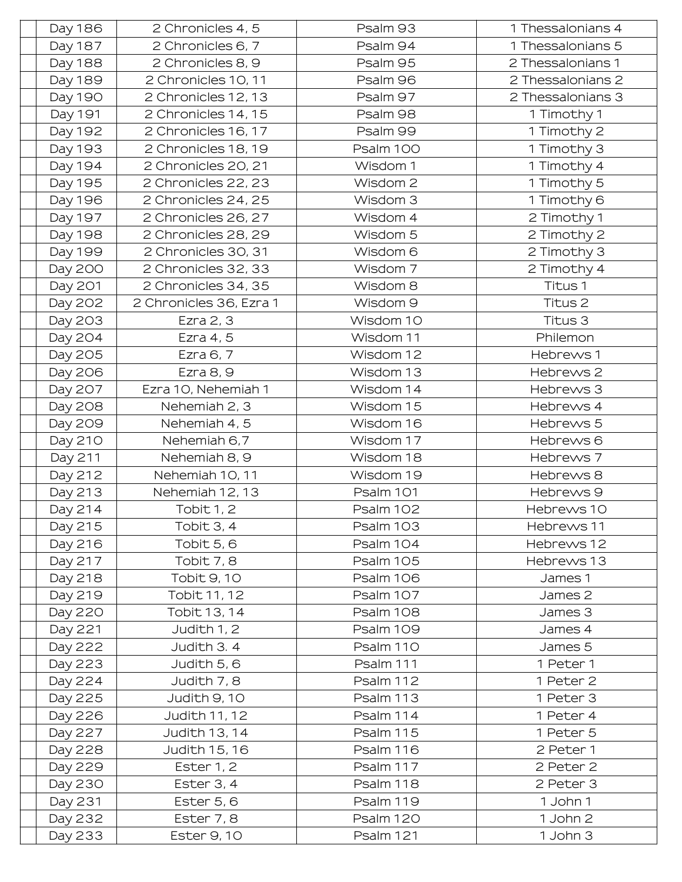|  |  |  |  |  |
|---|---|---|---|---|
|  | Day 186 | 2 Chronicles 4, 5 | Psalm 93 | 1 Thessalonians 4 |
|  | Day 187 | 2 Chronicles 6, 7 | Psalm 94 | 1 Thessalonians 5 |
|  | Day 188 | 2 Chronicles 8, 9 | Psalm 95 | 2 Thessalonians 1 |
|  | Day 189 | 2 Chronicles 10, 11 | Psalm 96 | 2 Thessalonians 2 |
|  | Day 190 | 2 Chronicles 12, 13 | Psalm 97 | 2 Thessalonians 3 |
|  | Day 191 | 2 Chronicles 14, 15 | Psalm 98 | 1 Timothy 1 |
|  | Day 192 | 2 Chronicles 16, 17 | Psalm 99 | 1 Timothy 2 |
|  | Day 193 | 2 Chronicles 18, 19 | Psalm 100 | 1 Timothy 3 |
|  | Day 194 | 2 Chronicles 20, 21 | Wisdom 1 | 1 Timothy 4 |
|  | Day 195 | 2 Chronicles 22, 23 | Wisdom 2 | 1 Timothy 5 |
|  | Day 196 | 2 Chronicles 24, 25 | Wisdom 3 | 1 Timothy 6 |
|  | Day 197 | 2 Chronicles 26, 27 | Wisdom 4 | 2 Timothy 1 |
|  | Day 198 | 2 Chronicles 28, 29 | Wisdom 5 | 2 Timothy 2 |
|  | Day 199 | 2 Chronicles 30, 31 | Wisdom 6 | 2 Timothy 3 |
|  | Day 200 | 2 Chronicles 32, 33 | Wisdom 7 | 2 Timothy 4 |
|  | Day 201 | 2 Chronicles 34, 35 | Wisdom 8 | Titus 1 |
|  | Day 202 | 2 Chronicles 36, Ezra 1 | Wisdom 9 | Titus 2 |
|  | Day 203 | Ezra 2, 3 | Wisdom 10 | Titus 3 |
|  | Day 204 | Ezra 4, 5 | Wisdom 11 | Philemon |
|  | Day 205 | Ezra 6, 7 | Wisdom 12 | Hebrews 1 |
|  | Day 206 | Ezra 8, 9 | Wisdom 13 | Hebrews 2 |
|  | Day 207 | Ezra 10, Nehemiah 1 | Wisdom 14 | Hebrews 3 |
|  | Day 208 | Nehemiah 2, 3 | Wisdom 15 | Hebrews 4 |
|  | Day 209 | Nehemiah 4, 5 | Wisdom 16 | Hebrews 5 |
|  | Day 210 | Nehemiah 6,7 | Wisdom 17 | Hebrews 6 |
|  | Day 211 | Nehemiah 8, 9 | Wisdom 18 | Hebrews 7 |
|  | Day 212 | Nehemiah 10, 11 | Wisdom 19 | Hebrews 8 |
|  | Day 213 | Nehemiah 12, 13 | Psalm 101 | Hebrews 9 |
|  | Day 214 | Tobit 1, 2 | Psalm 102 | Hebrews 10 |
|  | Day 215 | Tobit 3, 4 | Psalm 103 | Hebrews 11 |
|  | Day 216 | Tobit 5, 6 | Psalm 104 | Hebrews 12 |
|  | Day 217 | Tobit 7, 8 | Psalm 105 | Hebrews 13 |
|  | Day 218 | Tobit 9, 10 | Psalm 106 | James 1 |
|  | Day 219 | Tobit 11, 12 | Psalm 107 | James 2 |
|  | Day 220 | Tobit 13, 14 | Psalm 108 | James 3 |
|  | Day 221 | Judith 1, 2 | Psalm 109 | James 4 |
|  | Day 222 | Judith 3. 4 | Psalm 110 | James 5 |
|  | Day 223 | Judith 5, 6 | Psalm 111 | 1 Peter 1 |
|  | Day 224 | Judith 7, 8 | Psalm 112 | 1 Peter 2 |
|  | Day 225 | Judith 9, 10 | Psalm 113 | 1 Peter 3 |
|  | Day 226 | Judith 11, 12 | Psalm 114 | 1 Peter 4 |
|  | Day 227 | Judith 13, 14 | Psalm 115 | 1 Peter 5 |
|  | Day 228 | Judith 15, 16 | Psalm 116 | 2 Peter 1 |
|  | Day 229 | Ester 1, 2 | Psalm 117 | 2 Peter 2 |
|  | Day 230 | Ester 3, 4 | Psalm 118 | 2 Peter 3 |
|  | Day 231 | Ester 5, 6 | Psalm 119 | 1 John 1 |
|  | Day 232 | Ester 7, 8 | Psalm 120 | 1 John 2 |
|  | Day 233 | Ester 9, 10 | Psalm 121 | 1 John 3 |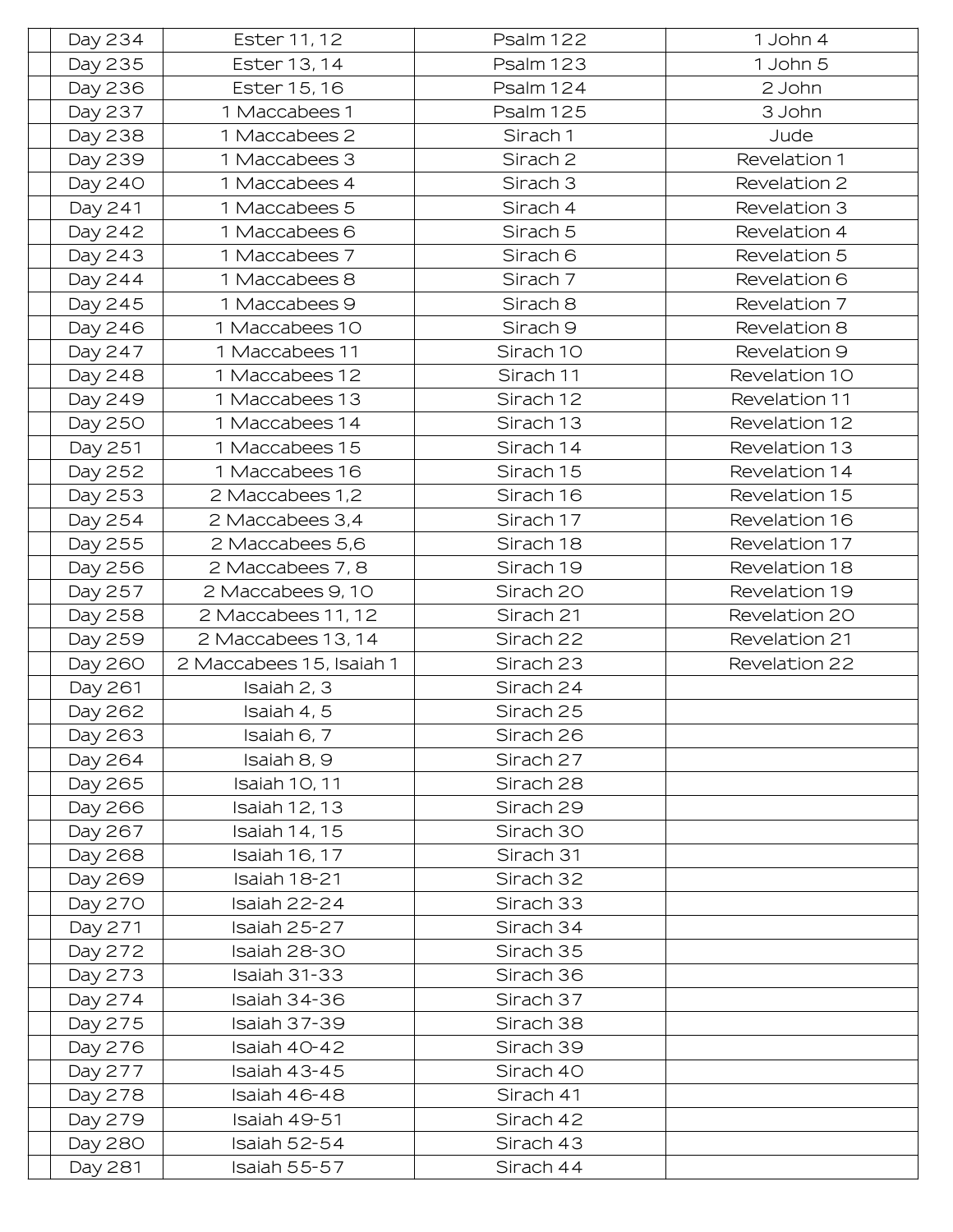| | | | | |
|---|---|---|---|---|
| | Day 234 | Ester 11, 12 | Psalm 122 | 1 John 4 |
| | Day 235 | Ester 13, 14 | Psalm 123 | 1 John 5 |
| | Day 236 | Ester 15, 16 | Psalm 124 | 2 John |
| | Day 237 | 1 Maccabees 1 | Psalm 125 | 3 John |
| | Day 238 | 1 Maccabees 2 | Sirach 1 | Jude |
| | Day 239 | 1 Maccabees 3 | Sirach 2 | Revelation 1 |
| | Day 240 | 1 Maccabees 4 | Sirach 3 | Revelation 2 |
| | Day 241 | 1 Maccabees 5 | Sirach 4 | Revelation 3 |
| | Day 242 | 1 Maccabees 6 | Sirach 5 | Revelation 4 |
| | Day 243 | 1 Maccabees 7 | Sirach 6 | Revelation 5 |
| | Day 244 | 1 Maccabees 8 | Sirach 7 | Revelation 6 |
| | Day 245 | 1 Maccabees 9 | Sirach 8 | Revelation 7 |
| | Day 246 | 1 Maccabees 10 | Sirach 9 | Revelation 8 |
| | Day 247 | 1 Maccabees 11 | Sirach 10 | Revelation 9 |
| | Day 248 | 1 Maccabees 12 | Sirach 11 | Revelation 10 |
| | Day 249 | 1 Maccabees 13 | Sirach 12 | Revelation 11 |
| | Day 250 | 1 Maccabees 14 | Sirach 13 | Revelation 12 |
| | Day 251 | 1 Maccabees 15 | Sirach 14 | Revelation 13 |
| | Day 252 | 1 Maccabees 16 | Sirach 15 | Revelation 14 |
| | Day 253 | 2 Maccabees 1,2 | Sirach 16 | Revelation 15 |
| | Day 254 | 2 Maccabees 3,4 | Sirach 17 | Revelation 16 |
| | Day 255 | 2 Maccabees 5,6 | Sirach 18 | Revelation 17 |
| | Day 256 | 2 Maccabees 7, 8 | Sirach 19 | Revelation 18 |
| | Day 257 | 2 Maccabees 9, 10 | Sirach 20 | Revelation 19 |
| | Day 258 | 2 Maccabees 11, 12 | Sirach 21 | Revelation 20 |
| | Day 259 | 2 Maccabees 13, 14 | Sirach 22 | Revelation 21 |
| | Day 260 | 2 Maccabees 15, Isaiah 1 | Sirach 23 | Revelation 22 |
| | Day 261 | Isaiah 2, 3 | Sirach 24 | |
| | Day 262 | Isaiah 4, 5 | Sirach 25 | |
| | Day 263 | Isaiah 6, 7 | Sirach 26 | |
| | Day 264 | Isaiah 8, 9 | Sirach 27 | |
| | Day 265 | Isaiah 10, 11 | Sirach 28 | |
| | Day 266 | Isaiah 12, 13 | Sirach 29 | |
| | Day 267 | Isaiah 14, 15 | Sirach 30 | |
| | Day 268 | Isaiah 16, 17 | Sirach 31 | |
| | Day 269 | Isaiah 18-21 | Sirach 32 | |
| | Day 270 | Isaiah 22-24 | Sirach 33 | |
| | Day 271 | Isaiah 25-27 | Sirach 34 | |
| | Day 272 | Isaiah 28-30 | Sirach 35 | |
| | Day 273 | Isaiah 31-33 | Sirach 36 | |
| | Day 274 | Isaiah 34-36 | Sirach 37 | |
| | Day 275 | Isaiah 37-39 | Sirach 38 | |
| | Day 276 | Isaiah 40-42 | Sirach 39 | |
| | Day 277 | Isaiah 43-45 | Sirach 40 | |
| | Day 278 | Isaiah 46-48 | Sirach 41 | |
| | Day 279 | Isaiah 49-51 | Sirach 42 | |
| | Day 280 | Isaiah 52-54 | Sirach 43 | |
| | Day 281 | Isaiah 55-57 | Sirach 44 | |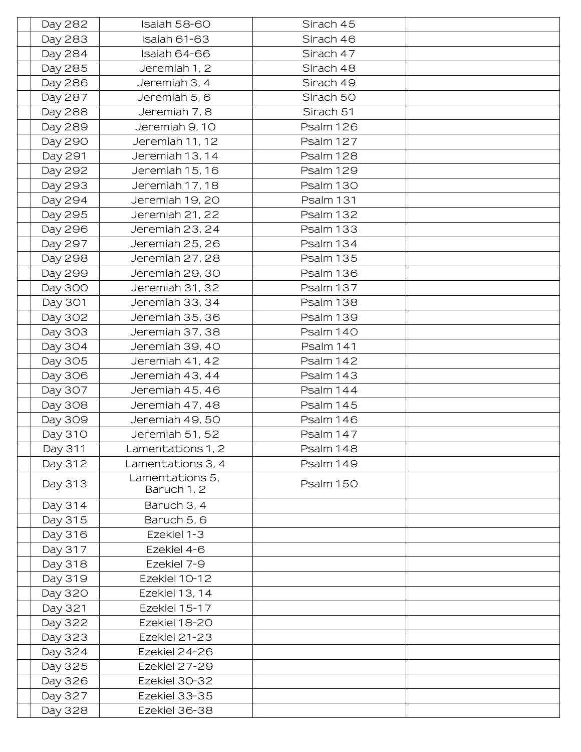| | | | | |
|---|---|---|---|---|
| | Day 282 | Isaiah 58-60 | Sirach 45 | |
| | Day 283 | Isaiah 61-63 | Sirach 46 | |
| | Day 284 | Isaiah 64-66 | Sirach 47 | |
| | Day 285 | Jeremiah 1, 2 | Sirach 48 | |
| | Day 286 | Jeremiah 3, 4 | Sirach 49 | |
| | Day 287 | Jeremiah 5, 6 | Sirach 50 | |
| | Day 288 | Jeremiah 7, 8 | Sirach 51 | |
| | Day 289 | Jeremiah 9, 10 | Psalm 126 | |
| | Day 290 | Jeremiah 11, 12 | Psalm 127 | |
| | Day 291 | Jeremiah 13, 14 | Psalm 128 | |
| | Day 292 | Jeremiah 15, 16 | Psalm 129 | |
| | Day 293 | Jeremiah 17, 18 | Psalm 130 | |
| | Day 294 | Jeremiah 19, 20 | Psalm 131 | |
| | Day 295 | Jeremiah 21, 22 | Psalm 132 | |
| | Day 296 | Jeremiah 23, 24 | Psalm 133 | |
| | Day 297 | Jeremiah 25, 26 | Psalm 134 | |
| | Day 298 | Jeremiah 27, 28 | Psalm 135 | |
| | Day 299 | Jeremiah 29, 30 | Psalm 136 | |
| | Day 300 | Jeremiah 31, 32 | Psalm 137 | |
| | Day 301 | Jeremiah 33, 34 | Psalm 138 | |
| | Day 302 | Jeremiah 35, 36 | Psalm 139 | |
| | Day 303 | Jeremiah 37, 38 | Psalm 140 | |
| | Day 304 | Jeremiah 39, 40 | Psalm 141 | |
| | Day 305 | Jeremiah 41, 42 | Psalm 142 | |
| | Day 306 | Jeremiah 43, 44 | Psalm 143 | |
| | Day 307 | Jeremiah 45, 46 | Psalm 144 | |
| | Day 308 | Jeremiah 47, 48 | Psalm 145 | |
| | Day 309 | Jeremiah 49, 50 | Psalm 146 | |
| | Day 310 | Jeremiah 51, 52 | Psalm 147 | |
| | Day 311 | Lamentations 1, 2 | Psalm 148 | |
| | Day 312 | Lamentations 3, 4 | Psalm 149 | |
| | Day 313 | Lamentations 5, Baruch 1, 2 | Psalm 150 | |
| | Day 314 | Baruch 3, 4 | | |
| | Day 315 | Baruch 5, 6 | | |
| | Day 316 | Ezekiel 1-3 | | |
| | Day 317 | Ezekiel 4-6 | | |
| | Day 318 | Ezekiel 7-9 | | |
| | Day 319 | Ezekiel 10-12 | | |
| | Day 320 | Ezekiel 13, 14 | | |
| | Day 321 | Ezekiel 15-17 | | |
| | Day 322 | Ezekiel 18-20 | | |
| | Day 323 | Ezekiel 21-23 | | |
| | Day 324 | Ezekiel 24-26 | | |
| | Day 325 | Ezekiel 27-29 | | |
| | Day 326 | Ezekiel 30-32 | | |
| | Day 327 | Ezekiel 33-35 | | |
| | Day 328 | Ezekiel 36-38 | | |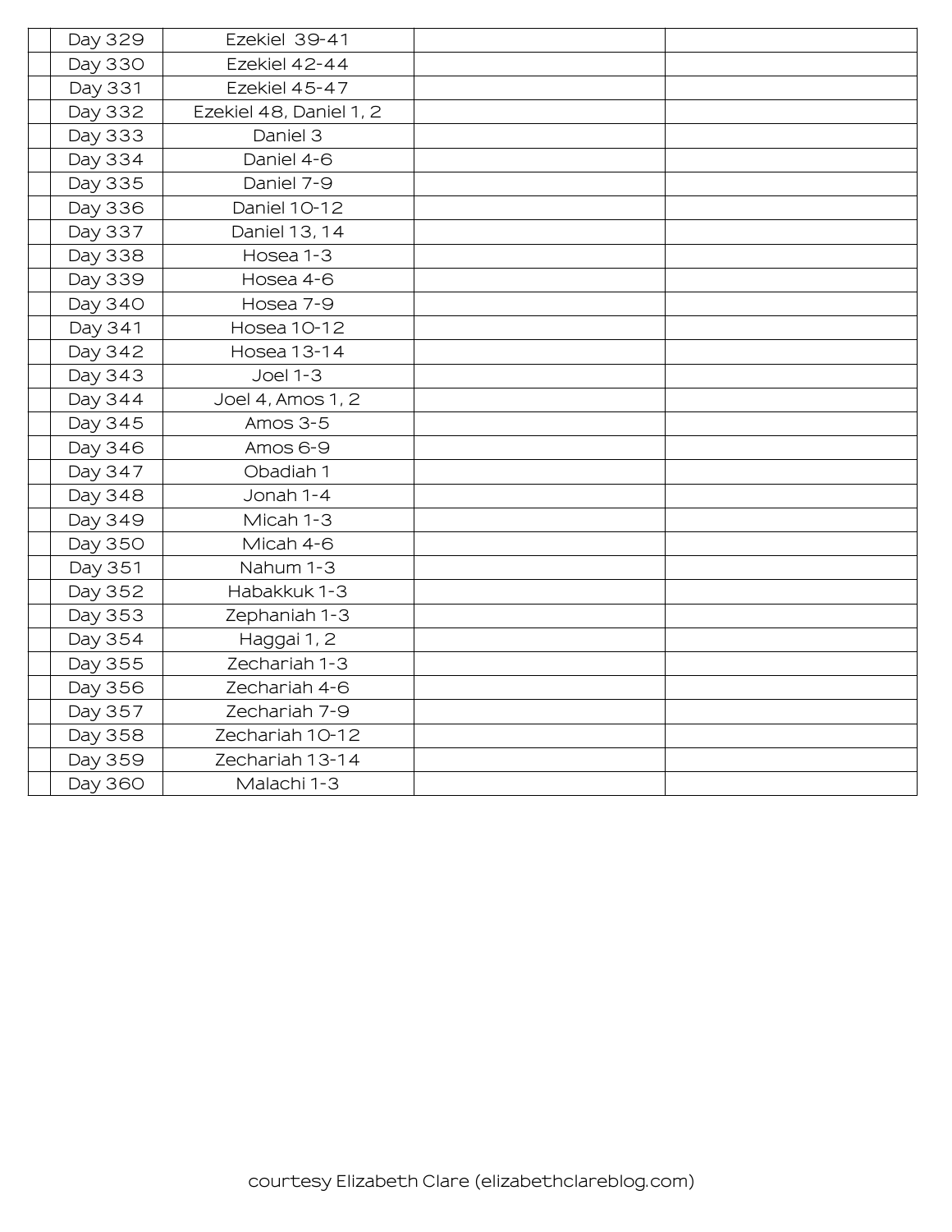| | | | | |
|---|---|---|---|---|
| | Day 329 | Ezekiel 39-41 | | |
| | Day 330 | Ezekiel 42-44 | | |
| | Day 331 | Ezekiel 45-47 | | |
| | Day 332 | Ezekiel 48, Daniel 1, 2 | | |
| | Day 333 | Daniel 3 | | |
| | Day 334 | Daniel 4-6 | | |
| | Day 335 | Daniel 7-9 | | |
| | Day 336 | Daniel 10-12 | | |
| | Day 337 | Daniel 13, 14 | | |
| | Day 338 | Hosea 1-3 | | |
| | Day 339 | Hosea 4-6 | | |
| | Day 340 | Hosea 7-9 | | |
| | Day 341 | Hosea 10-12 | | |
| | Day 342 | Hosea 13-14 | | |
| | Day 343 | Joel 1-3 | | |
| | Day 344 | Joel 4, Amos 1, 2 | | |
| | Day 345 | Amos 3-5 | | |
| | Day 346 | Amos 6-9 | | |
| | Day 347 | Obadiah 1 | | |
| | Day 348 | Jonah 1-4 | | |
| | Day 349 | Micah 1-3 | | |
| | Day 350 | Micah 4-6 | | |
| | Day 351 | Nahum 1-3 | | |
| | Day 352 | Habakkuk 1-3 | | |
| | Day 353 | Zephaniah 1-3 | | |
| | Day 354 | Haggai 1, 2 | | |
| | Day 355 | Zechariah 1-3 | | |
| | Day 356 | Zechariah 4-6 | | |
| | Day 357 | Zechariah 7-9 | | |
| | Day 358 | Zechariah 10-12 | | |
| | Day 359 | Zechariah 13-14 | | |
| | Day 360 | Malachi 1-3 | | |

courtesy Elizabeth Clare (elizabethclareblog.com)